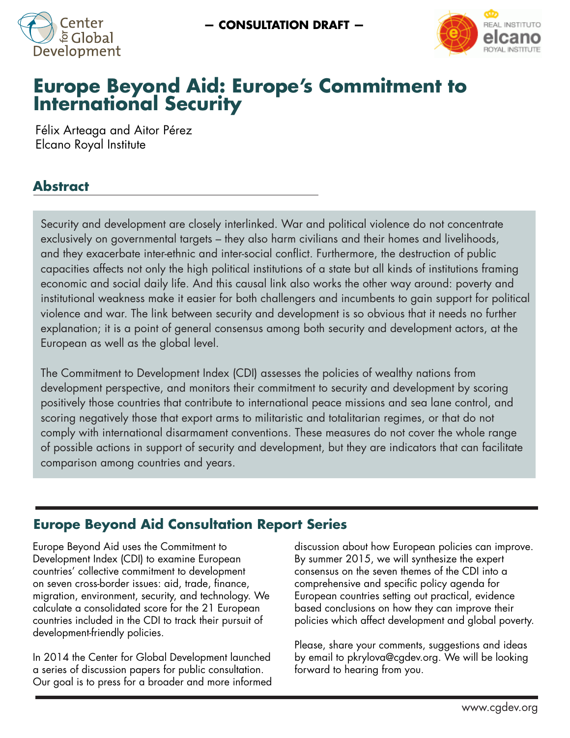— CONSULTATION DRAFT —

# Europe Beyond Aid: Europe's Commitment to International Security

Félix Arteaga and Aitor Pérez
Elcano Royal Institute

## Abstract

Security and development are closely interlinked. War and political violence do not concentrate exclusively on governmental targets – they also harm civilians and their homes and livelihoods, and they exacerbate inter-ethnic and inter-social conflict. Furthermore, the destruction of public capacities affects not only the high political institutions of a state but all kinds of institutions framing economic and social daily life. And this causal link also works the other way around: poverty and institutional weakness make it easier for both challengers and incumbents to gain support for political violence and war. The link between security and development is so obvious that it needs no further explanation; it is a point of general consensus among both security and development actors, at the European as well as the global level.

The Commitment to Development Index (CDI) assesses the policies of wealthy nations from development perspective, and monitors their commitment to security and development by scoring positively those countries that contribute to international peace missions and sea lane control, and scoring negatively those that export arms to militaristic and totalitarian regimes, or that do not comply with international disarmament conventions. These measures do not cover the whole range of possible actions in support of security and development, but they are indicators that can facilitate comparison among countries and years.

## Europe Beyond Aid Consultation Report Series

Europe Beyond Aid uses the Commitment to Development Index (CDI) to examine European countries' collective commitment to development on seven cross-border issues: aid, trade, finance, migration, environment, security, and technology. We calculate a consolidated score for the 21 European countries included in the CDI to track their pursuit of development-friendly policies.

In 2014 the Center for Global Development launched a series of discussion papers for public consultation. Our goal is to press for a broader and more informed discussion about how European policies can improve. By summer 2015, we will synthesize the expert consensus on the seven themes of the CDI into a comprehensive and specific policy agenda for European countries setting out practical, evidence based conclusions on how they can improve their policies which affect development and global poverty.

Please, share your comments, suggestions and ideas by email to pkrylova@cgdev.org. We will be looking forward to hearing from you.

www.cgdev.org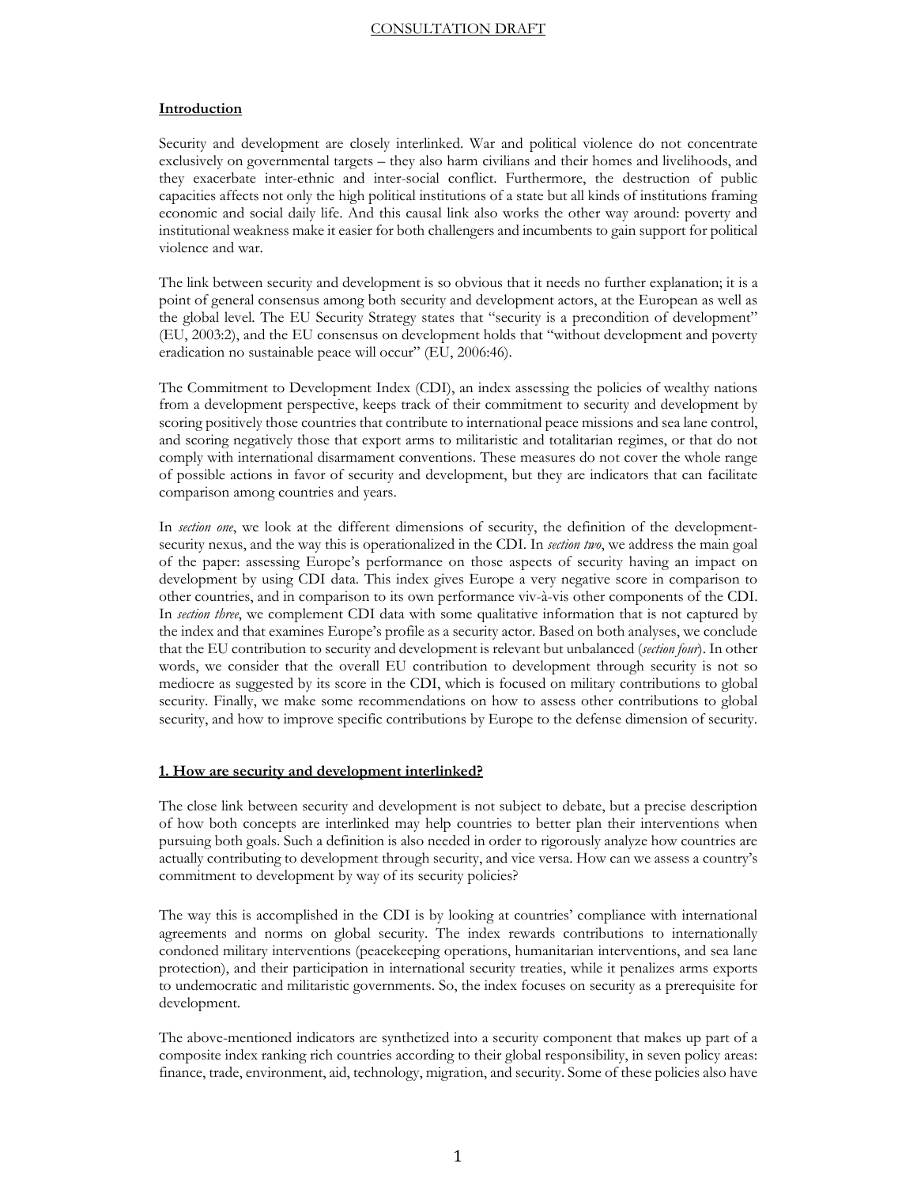## Introduction

Security and development are closely interlinked. War and political violence do not concentrate exclusively on governmental targets – they also harm civilians and their homes and livelihoods, and they exacerbate inter-ethnic and inter-social conflict. Furthermore, the destruction of public capacities affects not only the high political institutions of a state but all kinds of institutions framing economic and social daily life. And this causal link also works the other way around: poverty and institutional weakness make it easier for both challengers and incumbents to gain support for political violence and war.

The link between security and development is so obvious that it needs no further explanation; it is a point of general consensus among both security and development actors, at the European as well as the global level. The EU Security Strategy states that "security is a precondition of development" (EU, 2003:2), and the EU consensus on development holds that "without development and poverty eradication no sustainable peace will occur" (EU, 2006:46).

The Commitment to Development Index (CDI), an index assessing the policies of wealthy nations from a development perspective, keeps track of their commitment to security and development by scoring positively those countries that contribute to international peace missions and sea lane control, and scoring negatively those that export arms to militaristic and totalitarian regimes, or that do not comply with international disarmament conventions. These measures do not cover the whole range of possible actions in favor of security and development, but they are indicators that can facilitate comparison among countries and years.

In *section one*, we look at the different dimensions of security, the definition of the development-security nexus, and the way this is operationalized in the CDI. In *section two*, we address the main goal of the paper: assessing Europe's performance on those aspects of security having an impact on development by using CDI data. This index gives Europe a very negative score in comparison to other countries, and in comparison to its own performance viv-à-vis other components of the CDI. In *section three*, we complement CDI data with some qualitative information that is not captured by the index and that examines Europe's profile as a security actor. Based on both analyses, we conclude that the EU contribution to security and development is relevant but unbalanced (*section four*). In other words, we consider that the overall EU contribution to development through security is not so mediocre as suggested by its score in the CDI, which is focused on military contributions to global security. Finally, we make some recommendations on how to assess other contributions to global security, and how to improve specific contributions by Europe to the defense dimension of security.

## 1. How are security and development interlinked?

The close link between security and development is not subject to debate, but a precise description of how both concepts are interlinked may help countries to better plan their interventions when pursuing both goals. Such a definition is also needed in order to rigorously analyze how countries are actually contributing to development through security, and vice versa. How can we assess a country's commitment to development by way of its security policies?

The way this is accomplished in the CDI is by looking at countries' compliance with international agreements and norms on global security. The index rewards contributions to internationally condoned military interventions (peacekeeping operations, humanitarian interventions, and sea lane protection), and their participation in international security treaties, while it penalizes arms exports to undemocratic and militaristic governments. So, the index focuses on security as a prerequisite for development.

The above-mentioned indicators are synthetized into a security component that makes up part of a composite index ranking rich countries according to their global responsibility, in seven policy areas: finance, trade, environment, aid, technology, migration, and security. Some of these policies also have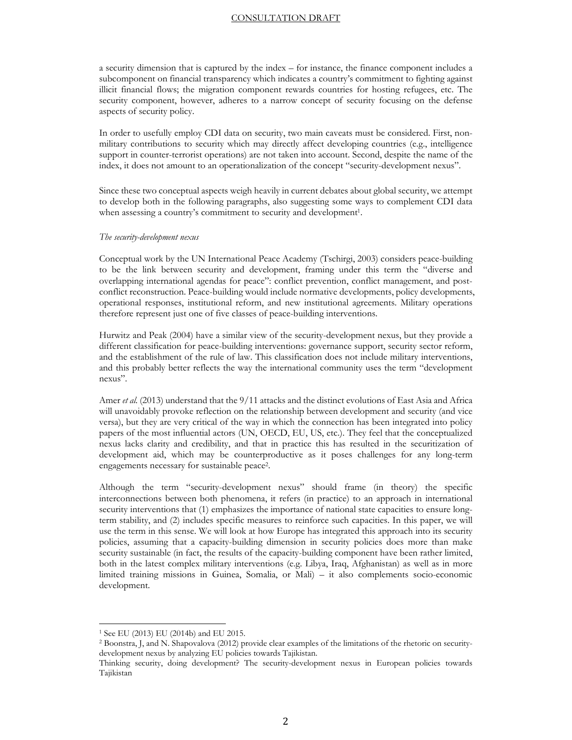a security dimension that is captured by the index – for instance, the finance component includes a subcomponent on financial transparency which indicates a country's commitment to fighting against illicit financial flows; the migration component rewards countries for hosting refugees, etc. The security component, however, adheres to a narrow concept of security focusing on the defense aspects of security policy.

In order to usefully employ CDI data on security, two main caveats must be considered. First, non-military contributions to security which may directly affect developing countries (e.g., intelligence support in counter-terrorist operations) are not taken into account. Second, despite the name of the index, it does not amount to an operationalization of the concept "security-development nexus".

Since these two conceptual aspects weigh heavily in current debates about global security, we attempt to develop both in the following paragraphs, also suggesting some ways to complement CDI data when assessing a country's commitment to security and development[1].

*The security-development nexus*

Conceptual work by the UN International Peace Academy (Tschirgi, 2003) considers peace-building to be the link between security and development, framing under this term the "diverse and overlapping international agendas for peace": conflict prevention, conflict management, and post-conflict reconstruction. Peace-building would include normative developments, policy developments, operational responses, institutional reform, and new institutional agreements. Military operations therefore represent just one of five classes of peace-building interventions.

Hurwitz and Peak (2004) have a similar view of the security-development nexus, but they provide a different classification for peace-building interventions: governance support, security sector reform, and the establishment of the rule of law. This classification does not include military interventions, and this probably better reflects the way the international community uses the term "development nexus".

Amer *et al.* (2013) understand that the 9/11 attacks and the distinct evolutions of East Asia and Africa will unavoidably provoke reflection on the relationship between development and security (and vice versa), but they are very critical of the way in which the connection has been integrated into policy papers of the most influential actors (UN, OECD, EU, US, etc.). They feel that the conceptualized nexus lacks clarity and credibility, and that in practice this has resulted in the securitization of development aid, which may be counterproductive as it poses challenges for any long-term engagements necessary for sustainable peace[2].

Although the term "security-development nexus" should frame (in theory) the specific interconnections between both phenomena, it refers (in practice) to an approach in international security interventions that (1) emphasizes the importance of national state capacities to ensure long-term stability, and (2) includes specific measures to reinforce such capacities. In this paper, we will use the term in this sense. We will look at how Europe has integrated this approach into its security policies, assuming that a capacity-building dimension in security policies does more than make security sustainable (in fact, the results of the capacity-building component have been rather limited, both in the latest complex military interventions (e.g. Libya, Iraq, Afghanistan) as well as in more limited training missions in Guinea, Somalia, or Mali) – it also complements socio-economic development.

---

[1] See EU (2013) EU (2014b) and EU 2015.

[2] Boonstra, J, and N. Shapovalova (2012) provide clear examples of the limitations of the rhetoric on security-development nexus by analyzing EU policies towards Tajikistan.

Thinking security, doing development? The security-development nexus in European policies towards Tajikistan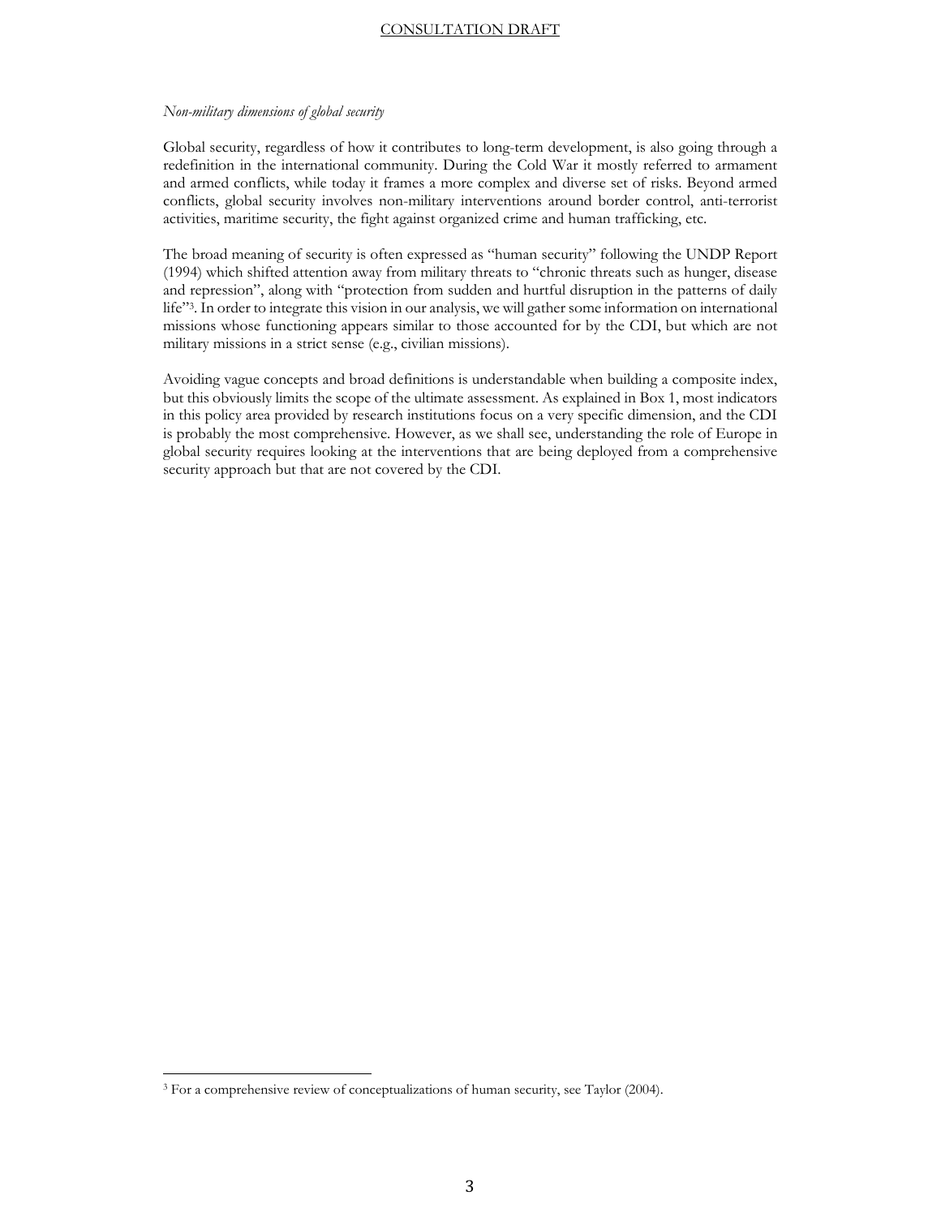*Non-military dimensions of global security*

Global security, regardless of how it contributes to long-term development, is also going through a redefinition in the international community. During the Cold War it mostly referred to armament and armed conflicts, while today it frames a more complex and diverse set of risks. Beyond armed conflicts, global security involves non-military interventions around border control, anti-terrorist activities, maritime security, the fight against organized crime and human trafficking, etc.

The broad meaning of security is often expressed as "human security" following the UNDP Report (1994) which shifted attention away from military threats to "chronic threats such as hunger, disease and repression", along with "protection from sudden and hurtful disruption in the patterns of daily life"[3]. In order to integrate this vision in our analysis, we will gather some information on international missions whose functioning appears similar to those accounted for by the CDI, but which are not military missions in a strict sense (e.g., civilian missions).

Avoiding vague concepts and broad definitions is understandable when building a composite index, but this obviously limits the scope of the ultimate assessment. As explained in Box 1, most indicators in this policy area provided by research institutions focus on a very specific dimension, and the CDI is probably the most comprehensive. However, as we shall see, understanding the role of Europe in global security requires looking at the interventions that are being deployed from a comprehensive security approach but that are not covered by the CDI.

[3] For a comprehensive review of conceptualizations of human security, see Taylor (2004).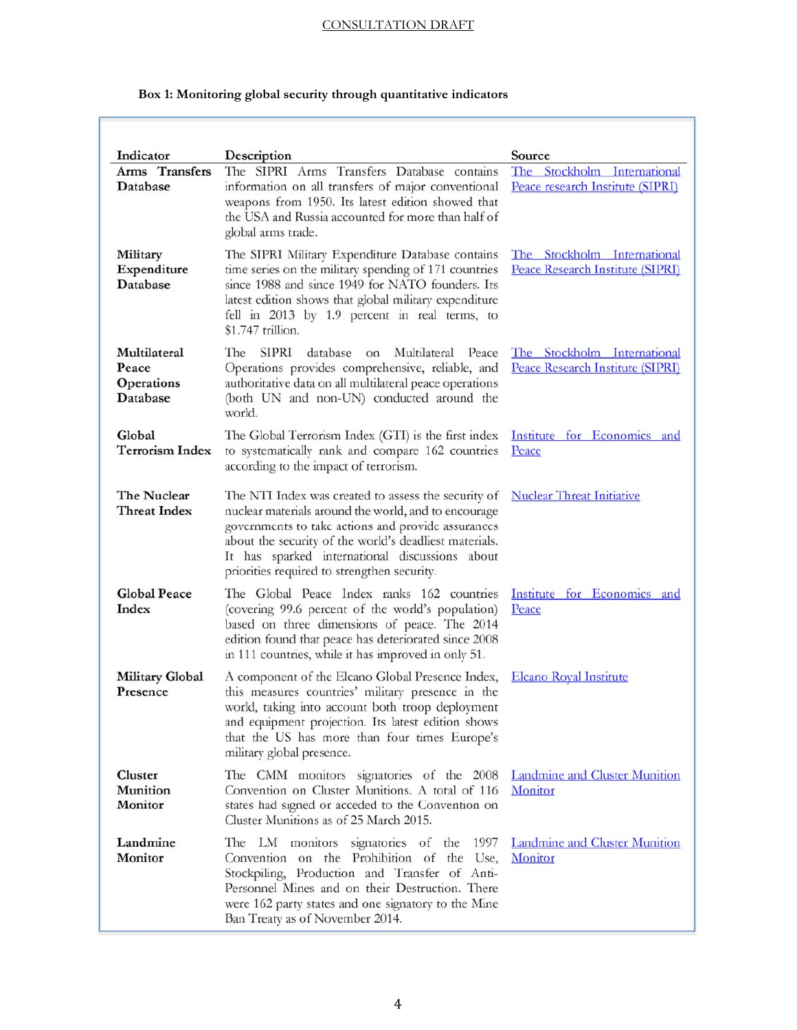**Box 1: Monitoring global security through quantitative indicators**

| Indicator | Description | Source |
|---|---|---|
| **Arms Transfers Database** | The SIPRI Arms Transfers Database contains information on all transfers of major conventional weapons from 1950. Its latest edition showed that the USA and Russia accounted for more than half of global arms trade. | The Stockholm International Peace research Institute (SIPRI) |
| **Military Expenditure Database** | The SIPRI Military Expenditure Database contains time series on the military spending of 171 countries since 1988 and since 1949 for NATO founders. Its latest edition shows that global military expenditure fell in 2013 by 1.9 percent in real terms, to $1.747 trillion. | The Stockholm International Peace Research Institute (SIPRI) |
| **Multilateral Peace Operations Database** | The SIPRI database on Multilateral Peace Operations provides comprehensive, reliable, and authoritative data on all multilateral peace operations (both UN and non-UN) conducted around the world. | The Stockholm International Peace Research Institute (SIPRI) |
| **Global Terrorism Index** | The Global Terrorism Index (GTI) is the first index to systematically rank and compare 162 countries according to the impact of terrorism. | Institute for Economics and Peace |
| **The Nuclear Threat Index** | The NTI Index was created to assess the security of nuclear materials around the world, and to encourage governments to take actions and provide assurances about the security of the world's deadliest materials. It has sparked international discussions about priorities required to strengthen security. | Nuclear Threat Initiative |
| **Global Peace Index** | The Global Peace Index ranks 162 countries (covering 99.6 percent of the world's population) based on three dimensions of peace. The 2014 edition found that peace has deteriorated since 2008 in 111 countries, while it has improved in only 51. | Institute for Economics and Peace |
| **Military Global Presence** | A component of the Elcano Global Presence Index, this measures countries' military presence in the world, taking into account both troop deployment and equipment projection. Its latest edition shows that the US has more than four times Europe's military global presence. | Elcano Royal Institute |
| **Cluster Munition Monitor** | The CMM monitors signatories of the 2008 Convention on Cluster Munitions. A total of 116 states had signed or acceded to the Convention on Cluster Munitions as of 25 March 2015. | Landmine and Cluster Munition Monitor |
| **Landmine Monitor** | The LM monitors signatories of the 1997 Convention on the Prohibition of the Use, Stockpiling, Production and Transfer of Anti-Personnel Mines and on their Destruction. There were 162 party states and one signatory to the Mine Ban Treaty as of November 2014. | Landmine and Cluster Munition Monitor |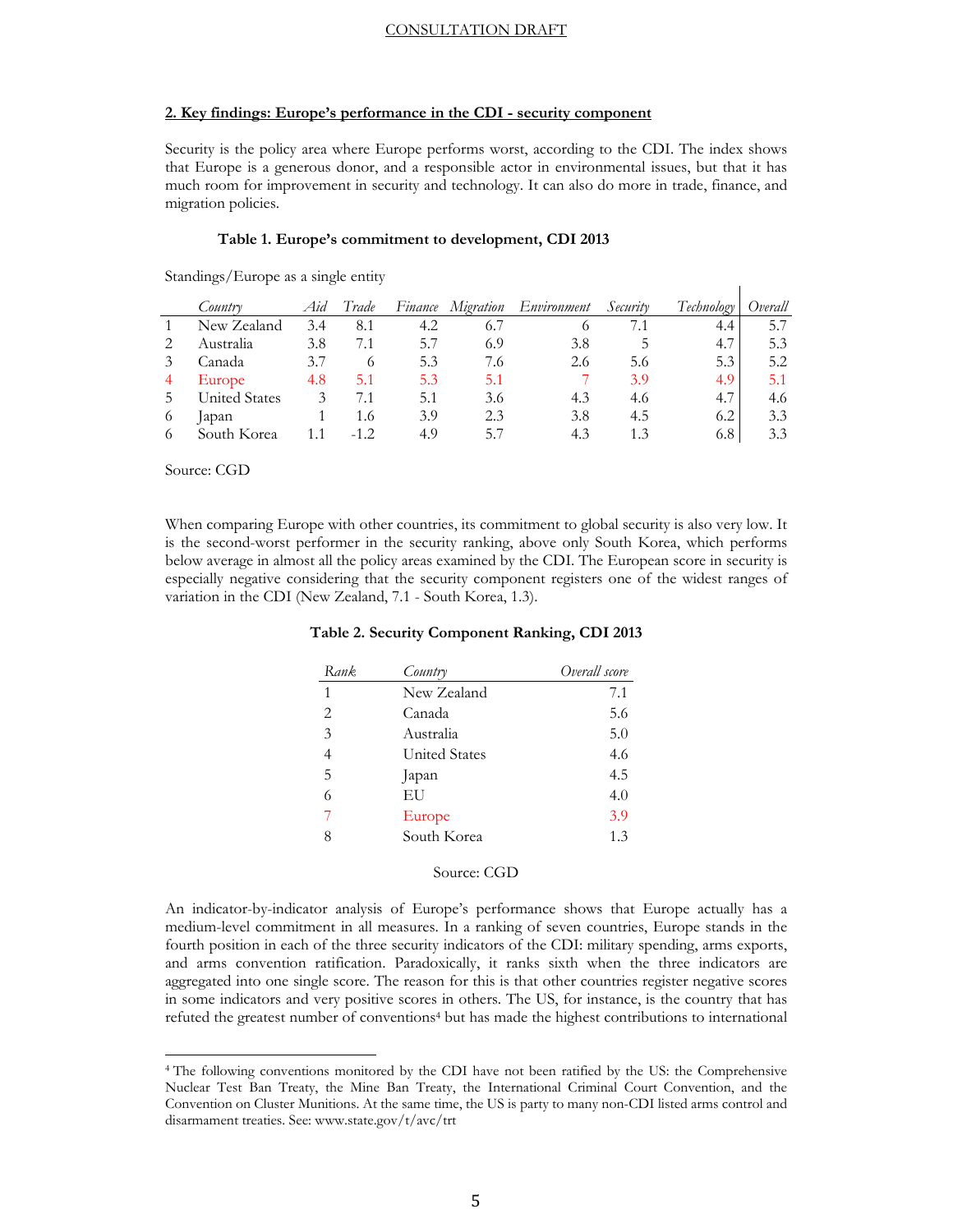## 2. Key findings: Europe's performance in the CDI - security component

Security is the policy area where Europe performs worst, according to the CDI. The index shows that Europe is a generous donor, and a responsible actor in environmental issues, but that it has much room for improvement in security and technology. It can also do more in trade, finance, and migration policies.

**Table 1. Europe's commitment to development, CDI 2013**

Standings/Europe as a single entity

| | *Country* | *Aid* | *Trade* | *Finance* | *Migration* | *Environment* | *Security* | *Technology* | *Overall* |
|---|---|---|---|---|---|---|---|---|---|
| 1 | New Zealand | 3.4 | 8.1 | 4.2 | 6.7 | 6 | 7.1 | 4.4 | 5.7 |
| 2 | Australia | 3.8 | 7.1 | 5.7 | 6.9 | 3.8 | 5 | 4.7 | 5.3 |
| 3 | Canada | 3.7 | 6 | 5.3 | 7.6 | 2.6 | 5.6 | 5.3 | 5.2 |
| 4 | Europe | 4.8 | 5.1 | 5.3 | 5.1 | 7 | 3.9 | 4.9 | 5.1 |
| 5 | United States | 3 | 7.1 | 5.1 | 3.6 | 4.3 | 4.6 | 4.7 | 4.6 |
| 6 | Japan | 1 | 1.6 | 3.9 | 2.3 | 3.8 | 4.5 | 6.2 | 3.3 |
| 6 | South Korea | 1.1 | -1.2 | 4.9 | 5.7 | 4.3 | 1.3 | 6.8 | 3.3 |

Source: CGD

When comparing Europe with other countries, its commitment to global security is also very low. It is the second-worst performer in the security ranking, above only South Korea, which performs below average in almost all the policy areas examined by the CDI. The European score in security is especially negative considering that the security component registers one of the widest ranges of variation in the CDI (New Zealand, 7.1 - South Korea, 1.3).

**Table 2. Security Component Ranking, CDI 2013**

| *Rank* | *Country* | *Overall score* |
|---|---|---|
| 1 | New Zealand | 7.1 |
| 2 | Canada | 5.6 |
| 3 | Australia | 5.0 |
| 4 | United States | 4.6 |
| 5 | Japan | 4.5 |
| 6 | EU | 4.0 |
| 7 | Europe | 3.9 |
| 8 | South Korea | 1.3 |

Source: CGD

An indicator-by-indicator analysis of Europe's performance shows that Europe actually has a medium-level commitment in all measures. In a ranking of seven countries, Europe stands in the fourth position in each of the three security indicators of the CDI: military spending, arms exports, and arms convention ratification. Paradoxically, it ranks sixth when the three indicators are aggregated into one single score. The reason for this is that other countries register negative scores in some indicators and very positive scores in others. The US, for instance, is the country that has refuted the greatest number of conventions[4] but has made the highest contributions to international

[4] The following conventions monitored by the CDI have not been ratified by the US: the Comprehensive Nuclear Test Ban Treaty, the Mine Ban Treaty, the International Criminal Court Convention, and the Convention on Cluster Munitions. At the same time, the US is party to many non-CDI listed arms control and disarmament treaties. See: www.state.gov/t/avc/trt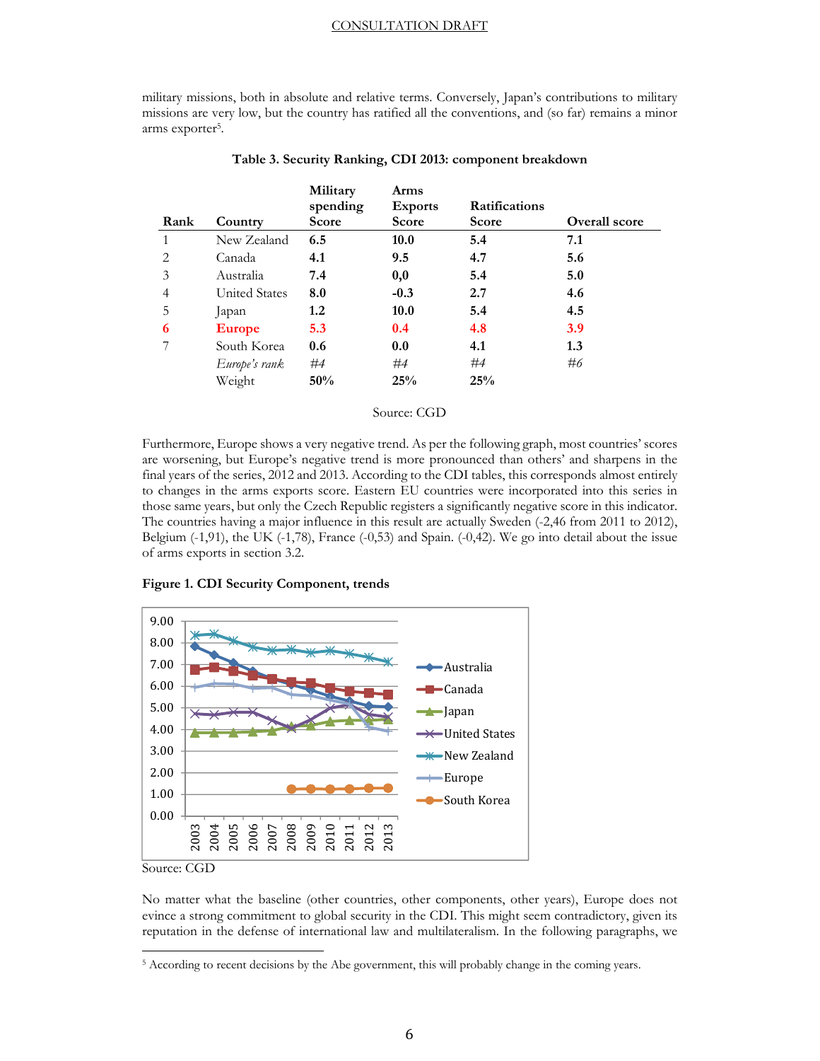military missions, both in absolute and relative terms. Conversely, Japan's contributions to military missions are very low, but the country has ratified all the conventions, and (so far) remains a minor arms exporter[5].

**Table 3. Security Ranking, CDI 2013: component breakdown**

| Rank | Country | Military spending Score | Arms Exports Score | Ratifications Score | Overall score |
|---|---|---|---|---|---|
| 1 | New Zealand | **6.5** | **10.0** | **5.4** | **7.1** |
| 2 | Canada | **4.1** | **9.5** | **4.7** | **5.6** |
| 3 | Australia | **7.4** | **0,0** | **5.4** | **5.0** |
| 4 | United States | **8.0** | **-0.3** | **2.7** | **4.6** |
| 5 | Japan | **1.2** | **10.0** | **5.4** | **4.5** |
| **6** | **Europe** | **5.3** | **0.4** | **4.8** | **3.9** |
| 7 | South Korea | **0.6** | **0.0** | **4.1** | **1.3** |
| | *Europe's rank* | *#4* | *#4* | *#4* | *#6* |
| | Weight | **50%** | **25%** | **25%** | |

Source: CGD

Furthermore, Europe shows a very negative trend. As per the following graph, most countries' scores are worsening, but Europe's negative trend is more pronounced than others' and sharpens in the final years of the series, 2012 and 2013. According to the CDI tables, this corresponds almost entirely to changes in the arms exports score. Eastern EU countries were incorporated into this series in those same years, but only the Czech Republic registers a significantly negative score in this indicator. The countries having a major influence in this result are actually Sweden (-2,46 from 2011 to 2012), Belgium (-1,91), the UK (-1,78), France (-0,53) and Spain. (-0,42). We go into detail about the issue of arms exports in section 3.2.

**Figure 1. CDI Security Component, trends**

Source: CGD

No matter what the baseline (other countries, other components, other years), Europe does not evince a strong commitment to global security in the CDI. This might seem contradictory, given its reputation in the defense of international law and multilateralism. In the following paragraphs, we

[5] According to recent decisions by the Abe government, this will probably change in the coming years.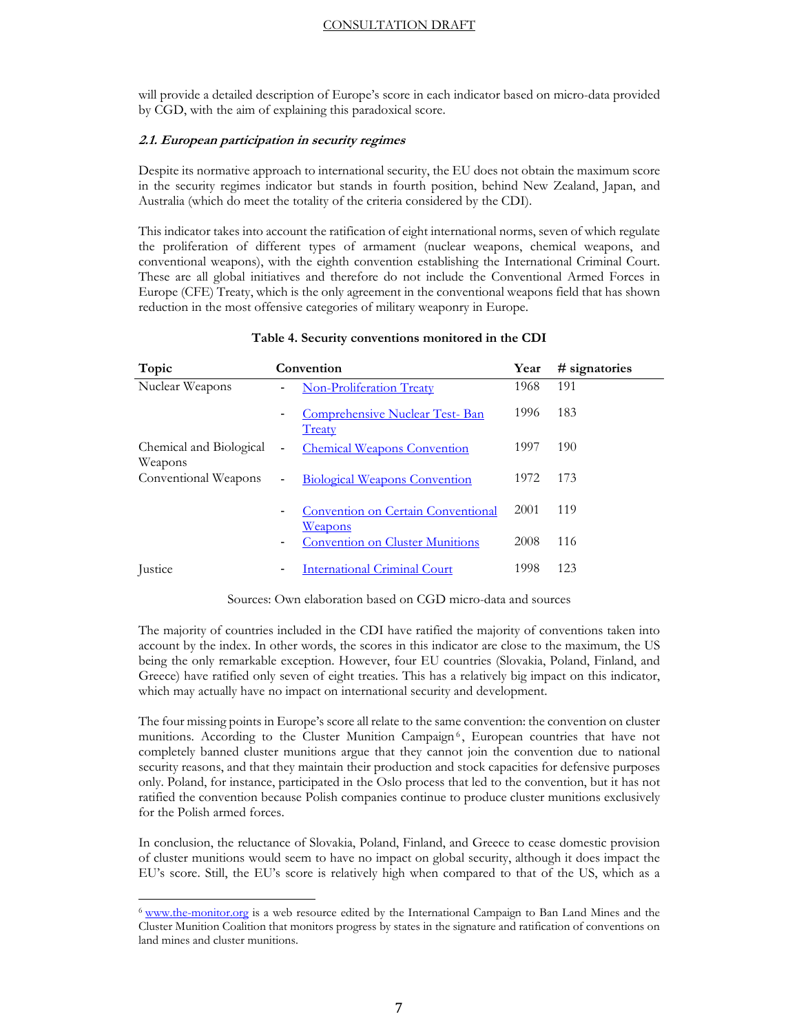will provide a detailed description of Europe's score in each indicator based on micro-data provided by CGD, with the aim of explaining this paradoxical score.

#### *2.1. European participation in security regimes*

Despite its normative approach to international security, the EU does not obtain the maximum score in the security regimes indicator but stands in fourth position, behind New Zealand, Japan, and Australia (which do meet the totality of the criteria considered by the CDI).

This indicator takes into account the ratification of eight international norms, seven of which regulate the proliferation of different types of armament (nuclear weapons, chemical weapons, and conventional weapons), with the eighth convention establishing the International Criminal Court. These are all global initiatives and therefore do not include the Conventional Armed Forces in Europe (CFE) Treaty, which is the only agreement in the conventional weapons field that has shown reduction in the most offensive categories of military weaponry in Europe.

**Table 4. Security conventions monitored in the CDI**

| Topic | Convention | Year | # signatories |
|---|---|---|---|
| Nuclear Weapons | - Non-Proliferation Treaty | 1968 | 191 |
| | - Comprehensive Nuclear Test- Ban Treaty | 1996 | 183 |
| Chemical and Biological Weapons | - Chemical Weapons Convention | 1997 | 190 |
| Conventional Weapons | - Biological Weapons Convention | 1972 | 173 |
| | - Convention on Certain Conventional Weapons | 2001 | 119 |
| | - Convention on Cluster Munitions | 2008 | 116 |
| Justice | - International Criminal Court | 1998 | 123 |

Sources: Own elaboration based on CGD micro-data and sources

The majority of countries included in the CDI have ratified the majority of conventions taken into account by the index. In other words, the scores in this indicator are close to the maximum, the US being the only remarkable exception. However, four EU countries (Slovakia, Poland, Finland, and Greece) have ratified only seven of eight treaties. This has a relatively big impact on this indicator, which may actually have no impact on international security and development.

The four missing points in Europe's score all relate to the same convention: the convention on cluster munitions. According to the Cluster Munition Campaign[6], European countries that have not completely banned cluster munitions argue that they cannot join the convention due to national security reasons, and that they maintain their production and stock capacities for defensive purposes only. Poland, for instance, participated in the Oslo process that led to the convention, but it has not ratified the convention because Polish companies continue to produce cluster munitions exclusively for the Polish armed forces.

In conclusion, the reluctance of Slovakia, Poland, Finland, and Greece to cease domestic provision of cluster munitions would seem to have no impact on global security, although it does impact the EU's score. Still, the EU's score is relatively high when compared to that of the US, which as a

[6] www.the-monitor.org is a web resource edited by the International Campaign to Ban Land Mines and the Cluster Munition Coalition that monitors progress by states in the signature and ratification of conventions on land mines and cluster munitions.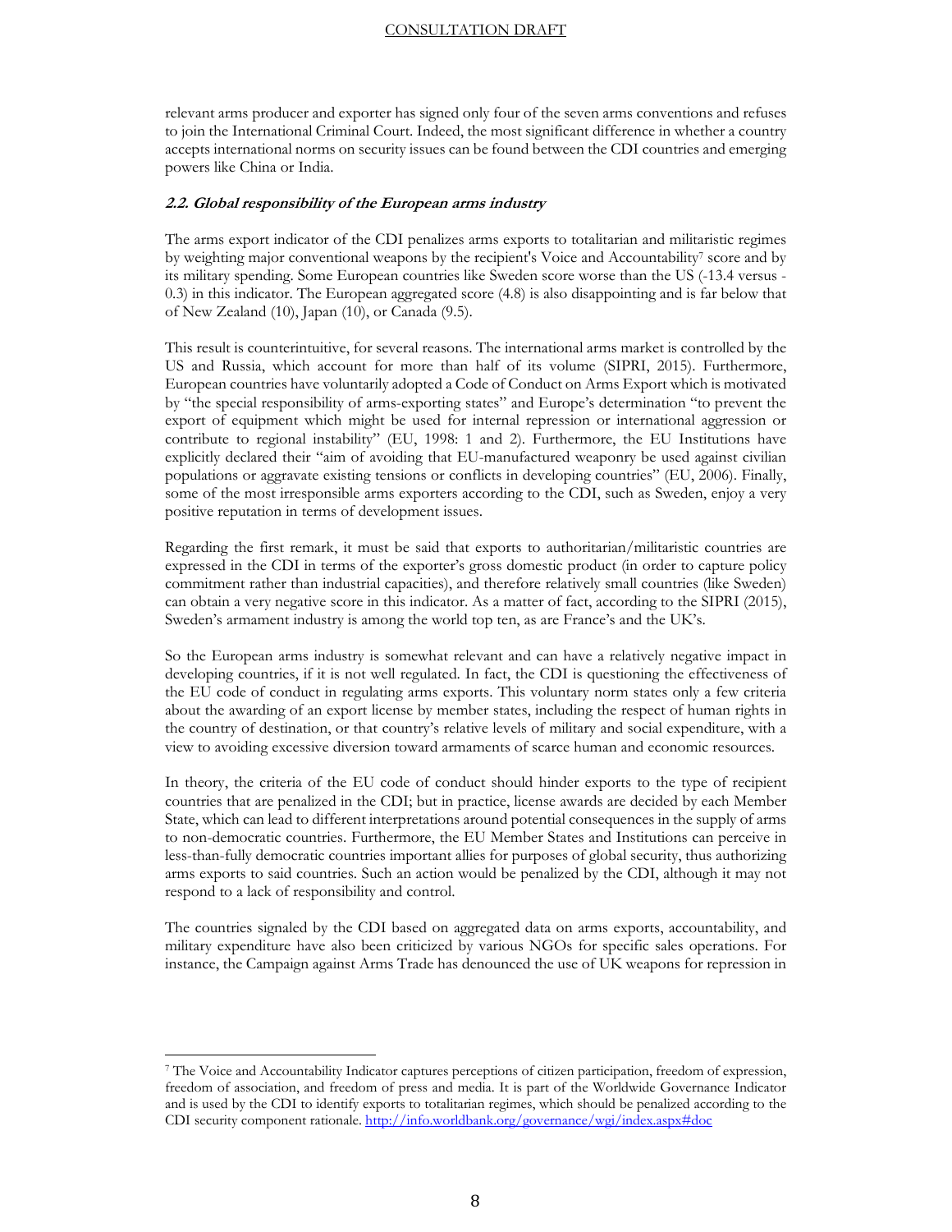relevant arms producer and exporter has signed only four of the seven arms conventions and refuses to join the International Criminal Court. Indeed, the most significant difference in whether a country accepts international norms on security issues can be found between the CDI countries and emerging powers like China or India.

### *2.2. Global responsibility of the European arms industry*

The arms export indicator of the CDI penalizes arms exports to totalitarian and militaristic regimes by weighting major conventional weapons by the recipient's Voice and Accountability[7] score and by its military spending. Some European countries like Sweden score worse than the US (-13.4 versus -0.3) in this indicator. The European aggregated score (4.8) is also disappointing and is far below that of New Zealand (10), Japan (10), or Canada (9.5).

This result is counterintuitive, for several reasons. The international arms market is controlled by the US and Russia, which account for more than half of its volume (SIPRI, 2015). Furthermore, European countries have voluntarily adopted a Code of Conduct on Arms Export which is motivated by "the special responsibility of arms-exporting states" and Europe's determination "to prevent the export of equipment which might be used for internal repression or international aggression or contribute to regional instability" (EU, 1998: 1 and 2). Furthermore, the EU Institutions have explicitly declared their "aim of avoiding that EU-manufactured weaponry be used against civilian populations or aggravate existing tensions or conflicts in developing countries" (EU, 2006). Finally, some of the most irresponsible arms exporters according to the CDI, such as Sweden, enjoy a very positive reputation in terms of development issues.

Regarding the first remark, it must be said that exports to authoritarian/militaristic countries are expressed in the CDI in terms of the exporter's gross domestic product (in order to capture policy commitment rather than industrial capacities), and therefore relatively small countries (like Sweden) can obtain a very negative score in this indicator. As a matter of fact, according to the SIPRI (2015), Sweden's armament industry is among the world top ten, as are France's and the UK's.

So the European arms industry is somewhat relevant and can have a relatively negative impact in developing countries, if it is not well regulated. In fact, the CDI is questioning the effectiveness of the EU code of conduct in regulating arms exports. This voluntary norm states only a few criteria about the awarding of an export license by member states, including the respect of human rights in the country of destination, or that country's relative levels of military and social expenditure, with a view to avoiding excessive diversion toward armaments of scarce human and economic resources.

In theory, the criteria of the EU code of conduct should hinder exports to the type of recipient countries that are penalized in the CDI; but in practice, license awards are decided by each Member State, which can lead to different interpretations around potential consequences in the supply of arms to non-democratic countries. Furthermore, the EU Member States and Institutions can perceive in less-than-fully democratic countries important allies for purposes of global security, thus authorizing arms exports to said countries. Such an action would be penalized by the CDI, although it may not respond to a lack of responsibility and control.

The countries signaled by the CDI based on aggregated data on arms exports, accountability, and military expenditure have also been criticized by various NGOs for specific sales operations. For instance, the Campaign against Arms Trade has denounced the use of UK weapons for repression in

---

[7] The Voice and Accountability Indicator captures perceptions of citizen participation, freedom of expression, freedom of association, and freedom of press and media. It is part of the Worldwide Governance Indicator and is used by the CDI to identify exports to totalitarian regimes, which should be penalized according to the CDI security component rationale. http://info.worldbank.org/governance/wgi/index.aspx#doc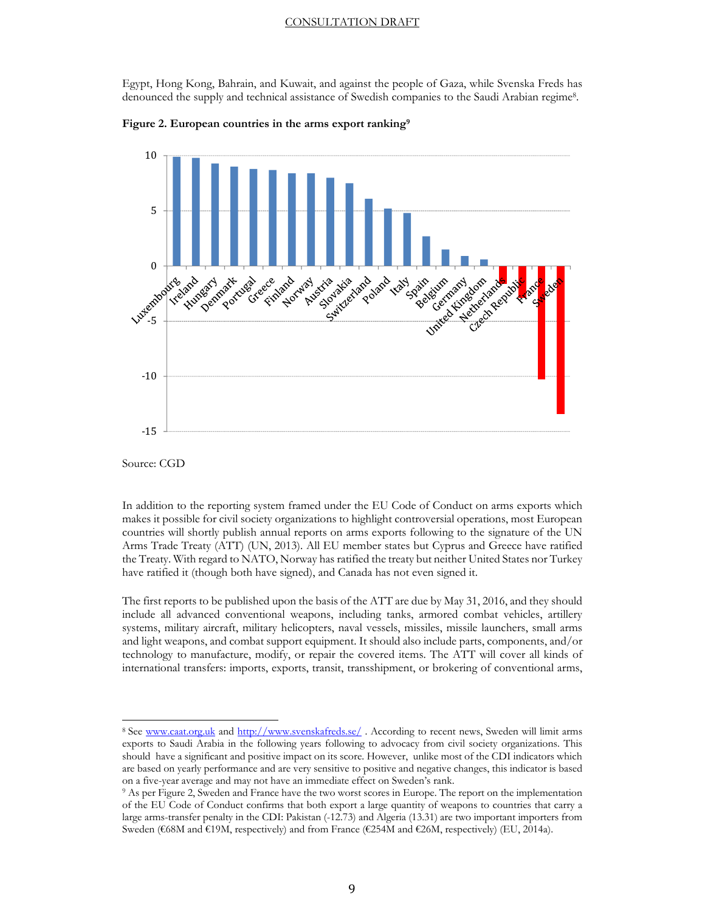Egypt, Hong Kong, Bahrain, and Kuwait, and against the people of Gaza, while Svenska Freds has denounced the supply and technical assistance of Swedish companies to the Saudi Arabian regime[8].

**Figure 2. European countries in the arms export ranking[9]**

Source: CGD

In addition to the reporting system framed under the EU Code of Conduct on arms exports which makes it possible for civil society organizations to highlight controversial operations, most European countries will shortly publish annual reports on arms exports following to the signature of the UN Arms Trade Treaty (ATT) (UN, 2013). All EU member states but Cyprus and Greece have ratified the Treaty. With regard to NATO, Norway has ratified the treaty but neither United States nor Turkey have ratified it (though both have signed), and Canada has not even signed it.

The first reports to be published upon the basis of the ATT are due by May 31, 2016, and they should include all advanced conventional weapons, including tanks, armored combat vehicles, artillery systems, military aircraft, military helicopters, naval vessels, missiles, missile launchers, small arms and light weapons, and combat support equipment. It should also include parts, components, and/or technology to manufacture, modify, or repair the covered items. The ATT will cover all kinds of international transfers: imports, exports, transit, transshipment, or brokering of conventional arms,

---

[8] See www.caat.org.uk and http://www.svenskafreds.se/ . According to recent news, Sweden will limit arms exports to Saudi Arabia in the following years following to advocacy from civil society organizations. This should have a significant and positive impact on its score. However, unlike most of the CDI indicators which are based on yearly performance and are very sensitive to positive and negative changes, this indicator is based on a five-year average and may not have an immediate effect on Sweden's rank.

[9] As per Figure 2, Sweden and France have the two worst scores in Europe. The report on the implementation of the EU Code of Conduct confirms that both export a large quantity of weapons to countries that carry a large arms-transfer penalty in the CDI: Pakistan (-12.73) and Algeria (13.31) are two important importers from Sweden (€68M and €19M, respectively) and from France (€254M and €26M, respectively) (EU, 2014a).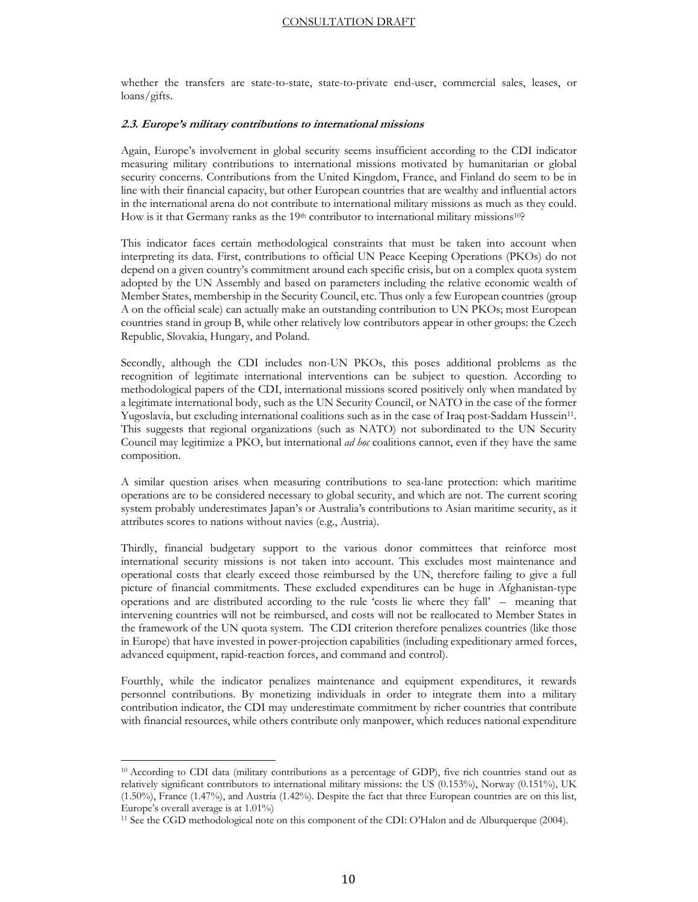whether the transfers are state-to-state, state-to-private end-user, commercial sales, leases, or loans/gifts.

### *2.3. Europe's military contributions to international missions*

Again, Europe's involvement in global security seems insufficient according to the CDI indicator measuring military contributions to international missions motivated by humanitarian or global security concerns. Contributions from the United Kingdom, France, and Finland do seem to be in line with their financial capacity, but other European countries that are wealthy and influential actors in the international arena do not contribute to international military missions as much as they could. How is it that Germany ranks as the 19th contributor to international military missions[10]?

This indicator faces certain methodological constraints that must be taken into account when interpreting its data. First, contributions to official UN Peace Keeping Operations (PKOs) do not depend on a given country's commitment around each specific crisis, but on a complex quota system adopted by the UN Assembly and based on parameters including the relative economic wealth of Member States, membership in the Security Council, etc. Thus only a few European countries (group A on the official scale) can actually make an outstanding contribution to UN PKOs; most European countries stand in group B, while other relatively low contributors appear in other groups: the Czech Republic, Slovakia, Hungary, and Poland.

Secondly, although the CDI includes non-UN PKOs, this poses additional problems as the recognition of legitimate international interventions can be subject to question. According to methodological papers of the CDI, international missions scored positively only when mandated by a legitimate international body, such as the UN Security Council, or NATO in the case of the former Yugoslavia, but excluding international coalitions such as in the case of Iraq post-Saddam Hussein[11]. This suggests that regional organizations (such as NATO) not subordinated to the UN Security Council may legitimize a PKO, but international *ad hoc* coalitions cannot, even if they have the same composition.

A similar question arises when measuring contributions to sea-lane protection: which maritime operations are to be considered necessary to global security, and which are not. The current scoring system probably underestimates Japan's or Australia's contributions to Asian maritime security, as it attributes scores to nations without navies (e.g., Austria).

Thirdly, financial budgetary support to the various donor committees that reinforce most international security missions is not taken into account. This excludes most maintenance and operational costs that clearly exceed those reimbursed by the UN, therefore failing to give a full picture of financial commitments. These excluded expenditures can be huge in Afghanistan-type operations and are distributed according to the rule 'costs lie where they fall' – meaning that intervening countries will not be reimbursed, and costs will not be reallocated to Member States in the framework of the UN quota system. The CDI criterion therefore penalizes countries (like those in Europe) that have invested in power-projection capabilities (including expeditionary armed forces, advanced equipment, rapid-reaction forces, and command and control).

Fourthly, while the indicator penalizes maintenance and equipment expenditures, it rewards personnel contributions. By monetizing individuals in order to integrate them into a military contribution indicator, the CDI may underestimate commitment by richer countries that contribute with financial resources, while others contribute only manpower, which reduces national expenditure

---

[10] According to CDI data (military contributions as a percentage of GDP), five rich countries stand out as relatively significant contributors to international military missions: the US (0.153%), Norway (0.151%), UK (1.50%), France (1.47%), and Austria (1.42%). Despite the fact that three European countries are on this list, Europe's overall average is at 1.01%)

[11] See the CGD methodological note on this component of the CDI: O'Halon and de Alburquerque (2004).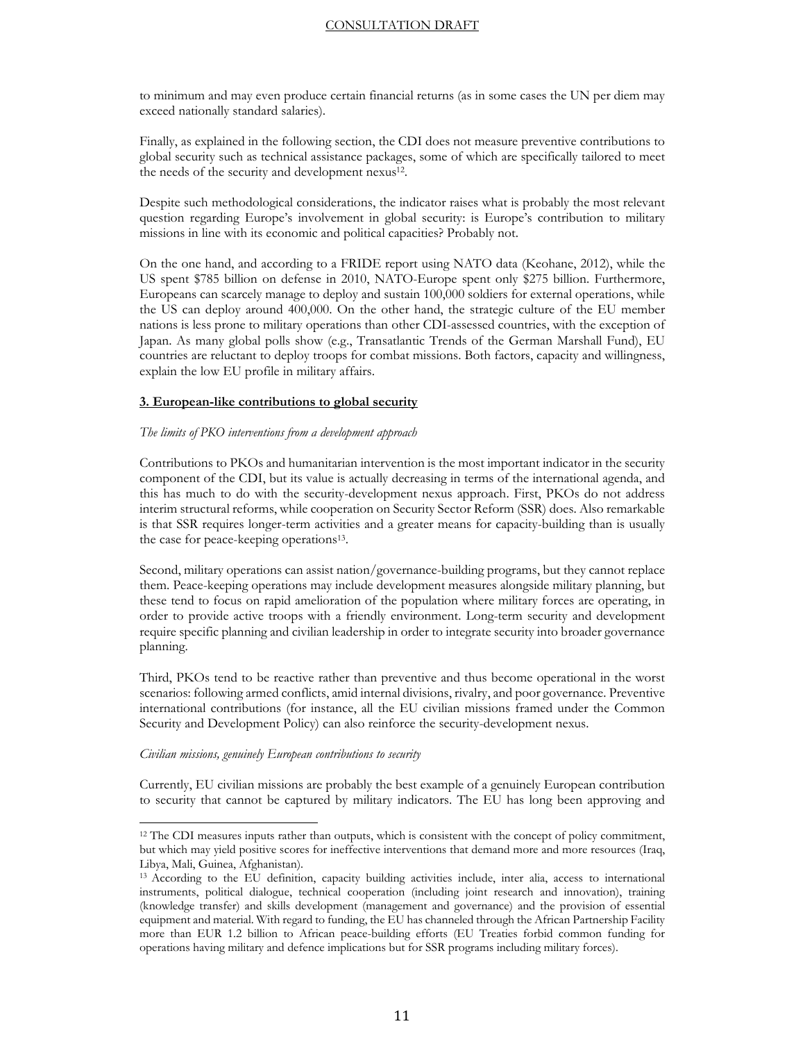to minimum and may even produce certain financial returns (as in some cases the UN per diem may exceed nationally standard salaries).

Finally, as explained in the following section, the CDI does not measure preventive contributions to global security such as technical assistance packages, some of which are specifically tailored to meet the needs of the security and development nexus[12].

Despite such methodological considerations, the indicator raises what is probably the most relevant question regarding Europe's involvement in global security: is Europe's contribution to military missions in line with its economic and political capacities? Probably not.

On the one hand, and according to a FRIDE report using NATO data (Keohane, 2012), while the US spent $785 billion on defense in 2010, NATO-Europe spent only $275 billion. Furthermore, Europeans can scarcely manage to deploy and sustain 100,000 soldiers for external operations, while the US can deploy around 400,000. On the other hand, the strategic culture of the EU member nations is less prone to military operations than other CDI-assessed countries, with the exception of Japan. As many global polls show (e.g., Transatlantic Trends of the German Marshall Fund), EU countries are reluctant to deploy troops for combat missions. Both factors, capacity and willingness, explain the low EU profile in military affairs.

## 3. European-like contributions to global security

*The limits of PKO interventions from a development approach*

Contributions to PKOs and humanitarian intervention is the most important indicator in the security component of the CDI, but its value is actually decreasing in terms of the international agenda, and this has much to do with the security-development nexus approach. First, PKOs do not address interim structural reforms, while cooperation on Security Sector Reform (SSR) does. Also remarkable is that SSR requires longer-term activities and a greater means for capacity-building than is usually the case for peace-keeping operations[13].

Second, military operations can assist nation/governance-building programs, but they cannot replace them. Peace-keeping operations may include development measures alongside military planning, but these tend to focus on rapid amelioration of the population where military forces are operating, in order to provide active troops with a friendly environment. Long-term security and development require specific planning and civilian leadership in order to integrate security into broader governance planning.

Third, PKOs tend to be reactive rather than preventive and thus become operational in the worst scenarios: following armed conflicts, amid internal divisions, rivalry, and poor governance. Preventive international contributions (for instance, all the EU civilian missions framed under the Common Security and Development Policy) can also reinforce the security-development nexus.

*Civilian missions, genuinely European contributions to security*

Currently, EU civilian missions are probably the best example of a genuinely European contribution to security that cannot be captured by military indicators. The EU has long been approving and

---

[12] The CDI measures inputs rather than outputs, which is consistent with the concept of policy commitment, but which may yield positive scores for ineffective interventions that demand more and more resources (Iraq, Libya, Mali, Guinea, Afghanistan).

[13] According to the EU definition, capacity building activities include, inter alia, access to international instruments, political dialogue, technical cooperation (including joint research and innovation), training (knowledge transfer) and skills development (management and governance) and the provision of essential equipment and material. With regard to funding, the EU has channeled through the African Partnership Facility more than EUR 1.2 billion to African peace-building efforts (EU Treaties forbid common funding for operations having military and defence implications but for SSR programs including military forces).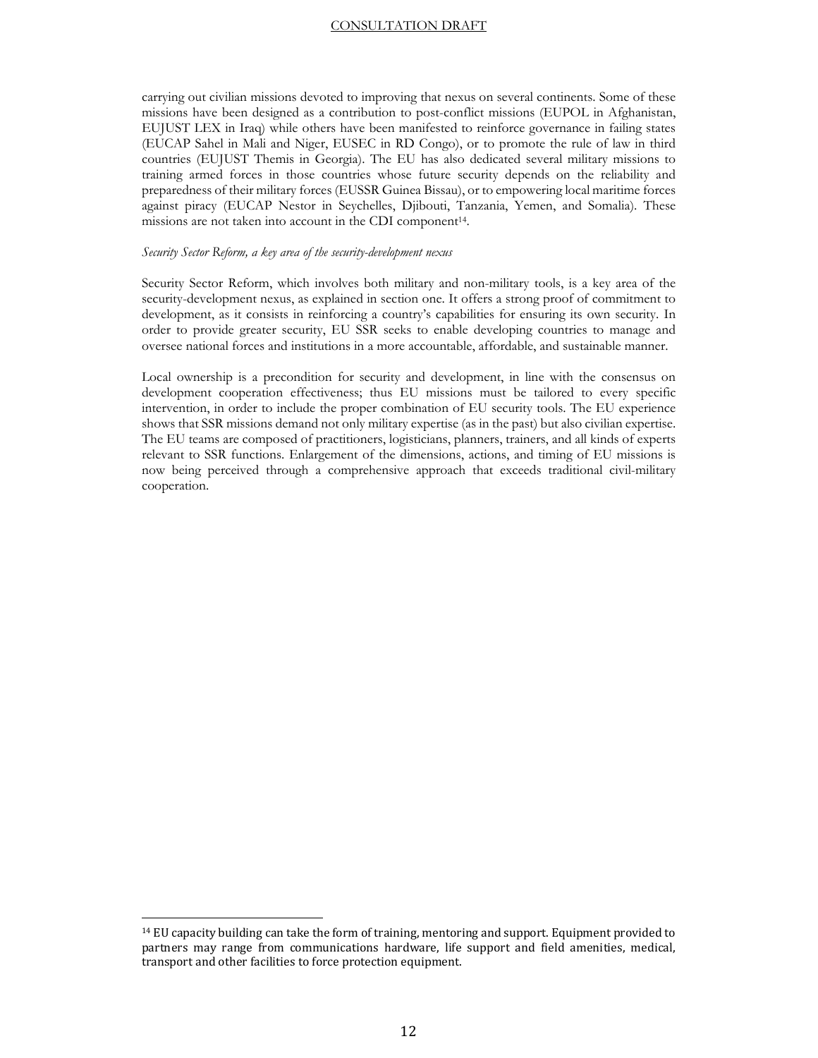carrying out civilian missions devoted to improving that nexus on several continents. Some of these missions have been designed as a contribution to post-conflict missions (EUPOL in Afghanistan, EUJUST LEX in Iraq) while others have been manifested to reinforce governance in failing states (EUCAP Sahel in Mali and Niger, EUSEC in RD Congo), or to promote the rule of law in third countries (EUJUST Themis in Georgia). The EU has also dedicated several military missions to training armed forces in those countries whose future security depends on the reliability and preparedness of their military forces (EUSSR Guinea Bissau), or to empowering local maritime forces against piracy (EUCAP Nestor in Seychelles, Djibouti, Tanzania, Yemen, and Somalia). These missions are not taken into account in the CDI component[14].

*Security Sector Reform, a key area of the security-development nexus*

Security Sector Reform, which involves both military and non-military tools, is a key area of the security-development nexus, as explained in section one. It offers a strong proof of commitment to development, as it consists in reinforcing a country's capabilities for ensuring its own security. In order to provide greater security, EU SSR seeks to enable developing countries to manage and oversee national forces and institutions in a more accountable, affordable, and sustainable manner.

Local ownership is a precondition for security and development, in line with the consensus on development cooperation effectiveness; thus EU missions must be tailored to every specific intervention, in order to include the proper combination of EU security tools. The EU experience shows that SSR missions demand not only military expertise (as in the past) but also civilian expertise. The EU teams are composed of practitioners, logisticians, planners, trainers, and all kinds of experts relevant to SSR functions. Enlargement of the dimensions, actions, and timing of EU missions is now being perceived through a comprehensive approach that exceeds traditional civil-military cooperation.

[14] EU capacity building can take the form of training, mentoring and support. Equipment provided to partners may range from communications hardware, life support and field amenities, medical, transport and other facilities to force protection equipment.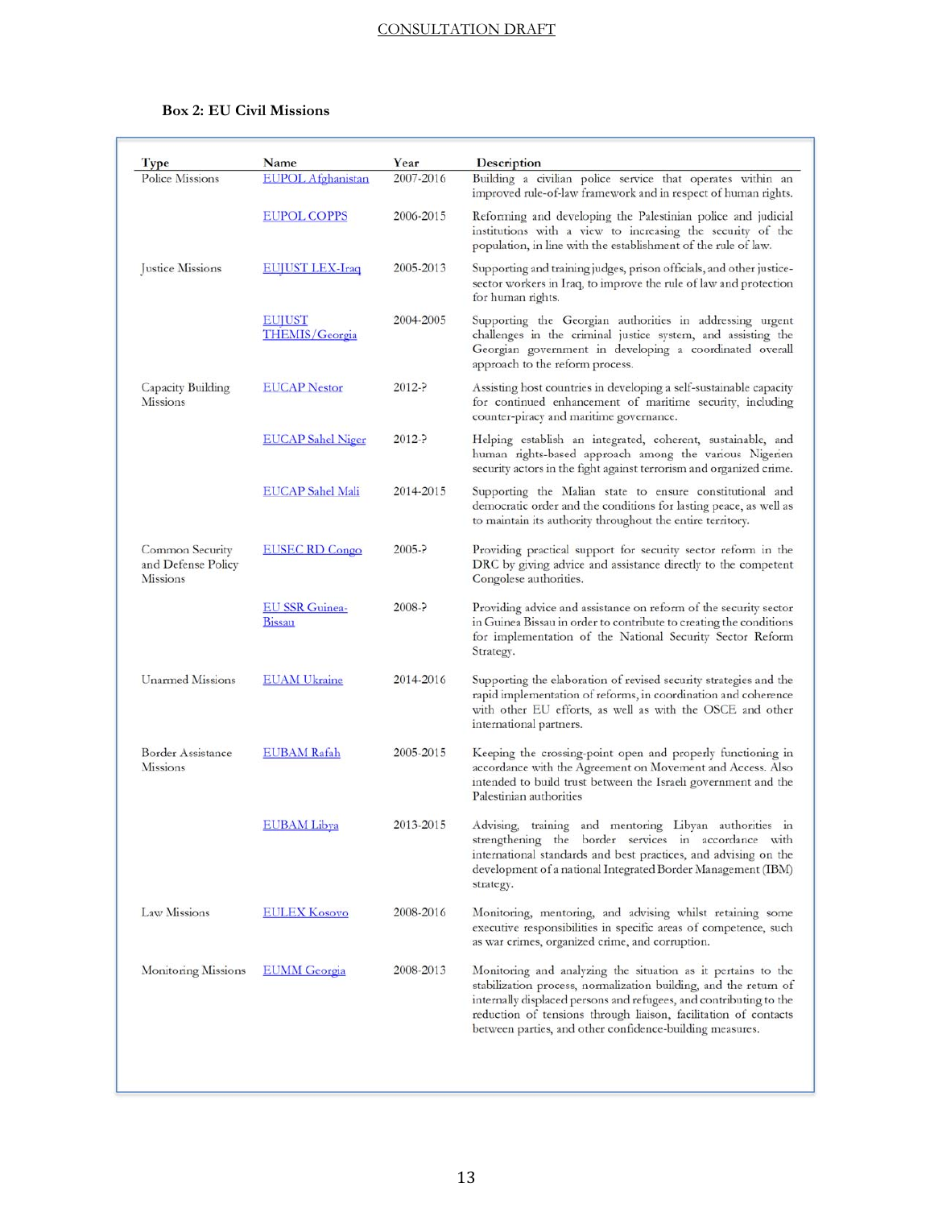**Box 2: EU Civil Missions**

| Type | Name | Year | Description |
|---|---|---|---|
| Police Missions | EUPOL Afghanistan | 2007-2016 | Building a civilian police service that operates within an improved rule-of-law framework and in respect of human rights. |
| | EUPOL COPPS | 2006-2015 | Reforming and developing the Palestinian police and judicial institutions with a view to increasing the security of the population, in line with the establishment of the rule of law. |
| Justice Missions | EUJUST LEX-Iraq | 2005-2013 | Supporting and training judges, prison officials, and other justice-sector workers in Iraq, to improve the rule of law and protection for human rights. |
| | EUJUST THEMIS/Georgia | 2004-2005 | Supporting the Georgian authorities in addressing urgent challenges in the criminal justice system, and assisting the Georgian government in developing a coordinated overall approach to the reform process. |
| Capacity Building Missions | EUCAP Nestor | 2012-? | Assisting host countries in developing a self-sustainable capacity for continued enhancement of maritime security, including counter-piracy and maritime governance. |
| | EUCAP Sahel Niger | 2012-? | Helping establish an integrated, coherent, sustainable, and human rights-based approach among the various Nigerien security actors in the fight against terrorism and organized crime. |
| | EUCAP Sahel Mali | 2014-2015 | Supporting the Malian state to ensure constitutional and democratic order and the conditions for lasting peace, as well as to maintain its authority throughout the entire territory. |
| Common Security and Defense Policy Missions | EUSEC RD Congo | 2005-? | Providing practical support for security sector reform in the DRC by giving advice and assistance directly to the competent Congolese authorities. |
| | EU SSR Guinea-Bissau | 2008-? | Providing advice and assistance on reform of the security sector in Guinea Bissau in order to contribute to creating the conditions for implementation of the National Security Sector Reform Strategy. |
| Unarmed Missions | EUAM Ukraine | 2014-2016 | Supporting the elaboration of revised security strategies and the rapid implementation of reforms, in coordination and coherence with other EU efforts, as well as with the OSCE and other international partners. |
| Border Assistance Missions | EUBAM Rafah | 2005-2015 | Keeping the crossing-point open and properly functioning in accordance with the Agreement on Movement and Access. Also intended to build trust between the Israeli government and the Palestinian authorities |
| | EUBAM Libya | 2013-2015 | Advising, training and mentoring Libyan authorities in strengthening the border services in accordance with international standards and best practices, and advising on the development of a national Integrated Border Management (IBM) strategy. |
| Law Missions | EULEX Kosovo | 2008-2016 | Monitoring, mentoring, and advising whilst retaining some executive responsibilities in specific areas of competence, such as war crimes, organized crime, and corruption. |
| Monitoring Missions | EUMM Georgia | 2008-2013 | Monitoring and analyzing the situation as it pertains to the stabilization process, normalization building, and the return of internally displaced persons and refugees, and contributing to the reduction of tensions through liaison, facilitation of contacts between parties, and other confidence-building measures. |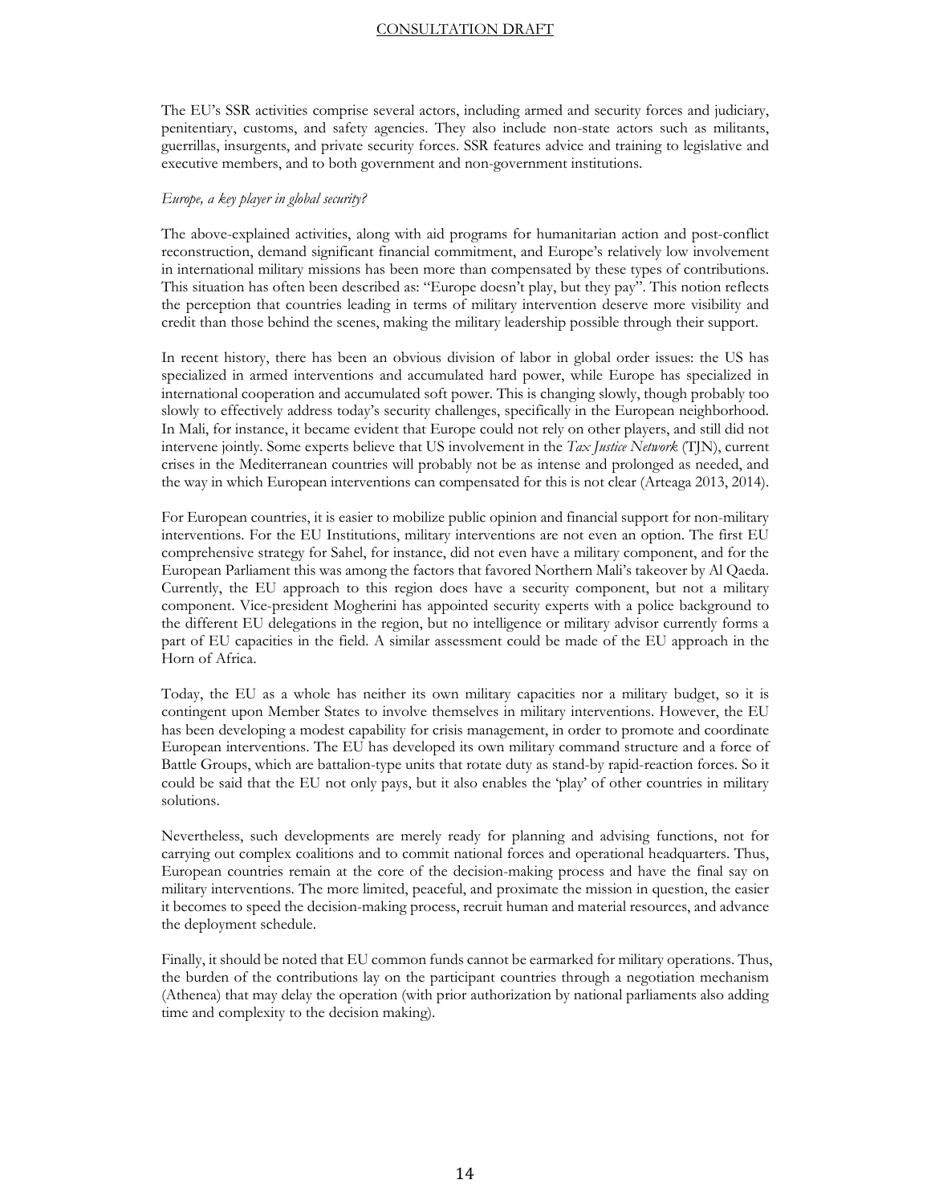The EU's SSR activities comprise several actors, including armed and security forces and judiciary, penitentiary, customs, and safety agencies. They also include non-state actors such as militants, guerrillas, insurgents, and private security forces. SSR features advice and training to legislative and executive members, and to both government and non-government institutions.

*Europe, a key player in global security?*

The above-explained activities, along with aid programs for humanitarian action and post-conflict reconstruction, demand significant financial commitment, and Europe's relatively low involvement in international military missions has been more than compensated by these types of contributions. This situation has often been described as: "Europe doesn't play, but they pay". This notion reflects the perception that countries leading in terms of military intervention deserve more visibility and credit than those behind the scenes, making the military leadership possible through their support.

In recent history, there has been an obvious division of labor in global order issues: the US has specialized in armed interventions and accumulated hard power, while Europe has specialized in international cooperation and accumulated soft power. This is changing slowly, though probably too slowly to effectively address today's security challenges, specifically in the European neighborhood. In Mali, for instance, it became evident that Europe could not rely on other players, and still did not intervene jointly. Some experts believe that US involvement in the *Tax Justice Network* (TJN), current crises in the Mediterranean countries will probably not be as intense and prolonged as needed, and the way in which European interventions can compensated for this is not clear (Arteaga 2013, 2014).

For European countries, it is easier to mobilize public opinion and financial support for non-military interventions. For the EU Institutions, military interventions are not even an option. The first EU comprehensive strategy for Sahel, for instance, did not even have a military component, and for the European Parliament this was among the factors that favored Northern Mali's takeover by Al Qaeda. Currently, the EU approach to this region does have a security component, but not a military component. Vice-president Mogherini has appointed security experts with a police background to the different EU delegations in the region, but no intelligence or military advisor currently forms a part of EU capacities in the field. A similar assessment could be made of the EU approach in the Horn of Africa.

Today, the EU as a whole has neither its own military capacities nor a military budget, so it is contingent upon Member States to involve themselves in military interventions. However, the EU has been developing a modest capability for crisis management, in order to promote and coordinate European interventions. The EU has developed its own military command structure and a force of Battle Groups, which are battalion-type units that rotate duty as stand-by rapid-reaction forces. So it could be said that the EU not only pays, but it also enables the 'play' of other countries in military solutions.

Nevertheless, such developments are merely ready for planning and advising functions, not for carrying out complex coalitions and to commit national forces and operational headquarters. Thus, European countries remain at the core of the decision-making process and have the final say on military interventions. The more limited, peaceful, and proximate the mission in question, the easier it becomes to speed the decision-making process, recruit human and material resources, and advance the deployment schedule.

Finally, it should be noted that EU common funds cannot be earmarked for military operations. Thus, the burden of the contributions lay on the participant countries through a negotiation mechanism (Athenea) that may delay the operation (with prior authorization by national parliaments also adding time and complexity to the decision making).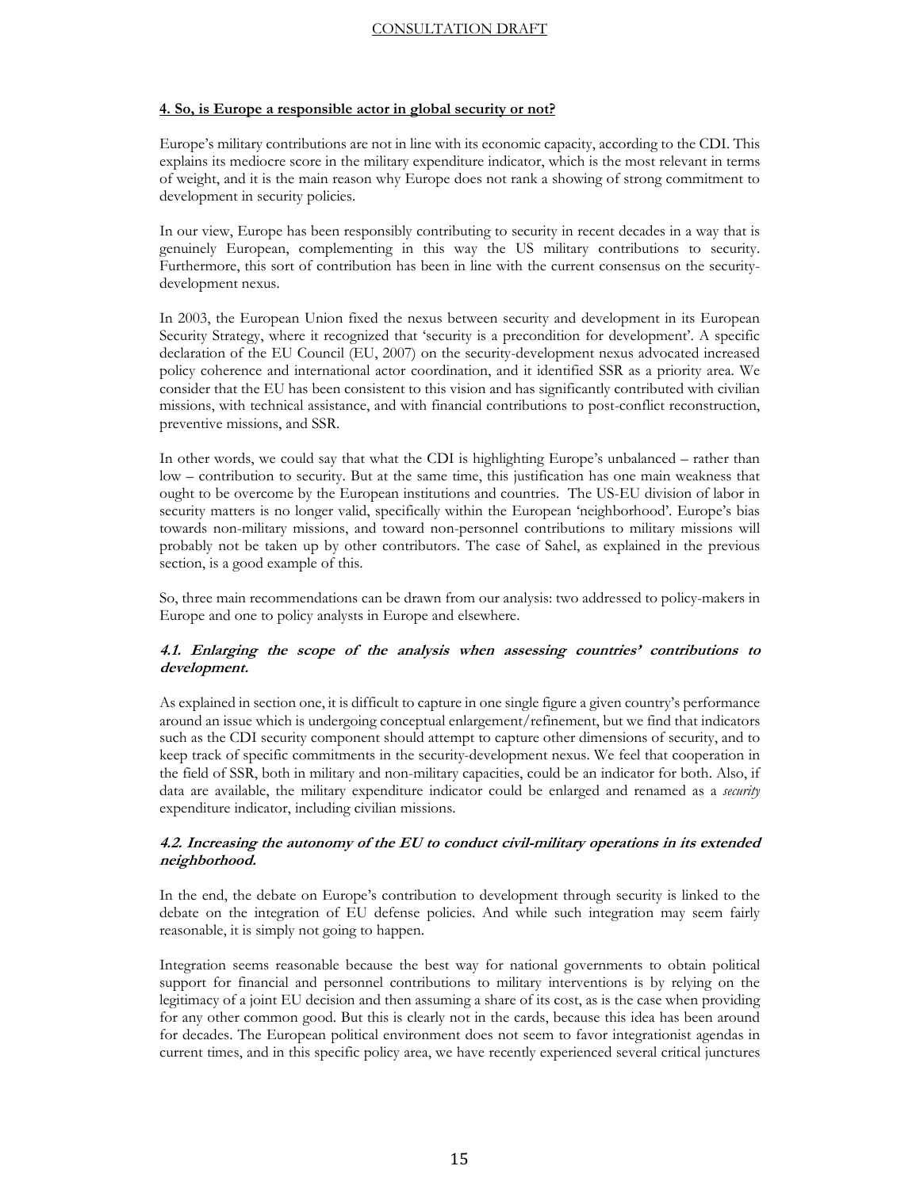#### 4. So, is Europe a responsible actor in global security or not?

Europe's military contributions are not in line with its economic capacity, according to the CDI. This explains its mediocre score in the military expenditure indicator, which is the most relevant in terms of weight, and it is the main reason why Europe does not rank a showing of strong commitment to development in security policies.

In our view, Europe has been responsibly contributing to security in recent decades in a way that is genuinely European, complementing in this way the US military contributions to security. Furthermore, this sort of contribution has been in line with the current consensus on the security-development nexus.

In 2003, the European Union fixed the nexus between security and development in its European Security Strategy, where it recognized that 'security is a precondition for development'. A specific declaration of the EU Council (EU, 2007) on the security-development nexus advocated increased policy coherence and international actor coordination, and it identified SSR as a priority area. We consider that the EU has been consistent to this vision and has significantly contributed with civilian missions, with technical assistance, and with financial contributions to post-conflict reconstruction, preventive missions, and SSR.

In other words, we could say that what the CDI is highlighting Europe's unbalanced – rather than low – contribution to security. But at the same time, this justification has one main weakness that ought to be overcome by the European institutions and countries. The US-EU division of labor in security matters is no longer valid, specifically within the European 'neighborhood'. Europe's bias towards non-military missions, and toward non-personnel contributions to military missions will probably not be taken up by other contributors. The case of Sahel, as explained in the previous section, is a good example of this.

So, three main recommendations can be drawn from our analysis: two addressed to policy-makers in Europe and one to policy analysts in Europe and elsewhere.

##### *4.1. Enlarging the scope of the analysis when assessing countries' contributions to development.*

As explained in section one, it is difficult to capture in one single figure a given country's performance around an issue which is undergoing conceptual enlargement/refinement, but we find that indicators such as the CDI security component should attempt to capture other dimensions of security, and to keep track of specific commitments in the security-development nexus. We feel that cooperation in the field of SSR, both in military and non-military capacities, could be an indicator for both. Also, if data are available, the military expenditure indicator could be enlarged and renamed as a *security* expenditure indicator, including civilian missions.

##### *4.2. Increasing the autonomy of the EU to conduct civil-military operations in its extended neighborhood.*

In the end, the debate on Europe's contribution to development through security is linked to the debate on the integration of EU defense policies. And while such integration may seem fairly reasonable, it is simply not going to happen.

Integration seems reasonable because the best way for national governments to obtain political support for financial and personnel contributions to military interventions is by relying on the legitimacy of a joint EU decision and then assuming a share of its cost, as is the case when providing for any other common good. But this is clearly not in the cards, because this idea has been around for decades. The European political environment does not seem to favor integrationist agendas in current times, and in this specific policy area, we have recently experienced several critical junctures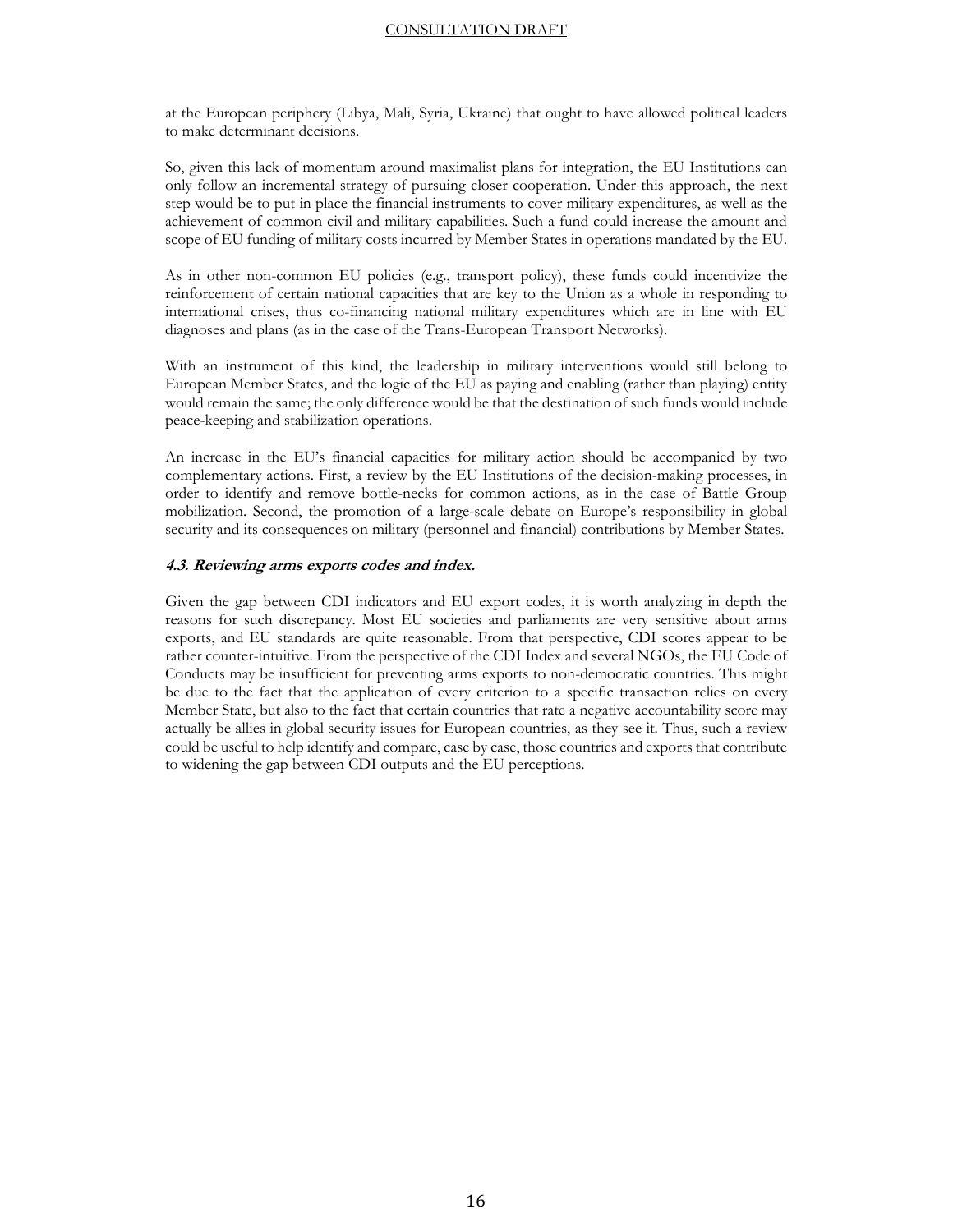at the European periphery (Libya, Mali, Syria, Ukraine) that ought to have allowed political leaders to make determinant decisions.

So, given this lack of momentum around maximalist plans for integration, the EU Institutions can only follow an incremental strategy of pursuing closer cooperation. Under this approach, the next step would be to put in place the financial instruments to cover military expenditures, as well as the achievement of common civil and military capabilities. Such a fund could increase the amount and scope of EU funding of military costs incurred by Member States in operations mandated by the EU.

As in other non-common EU policies (e.g., transport policy), these funds could incentivize the reinforcement of certain national capacities that are key to the Union as a whole in responding to international crises, thus co-financing national military expenditures which are in line with EU diagnoses and plans (as in the case of the Trans-European Transport Networks).

With an instrument of this kind, the leadership in military interventions would still belong to European Member States, and the logic of the EU as paying and enabling (rather than playing) entity would remain the same; the only difference would be that the destination of such funds would include peace-keeping and stabilization operations.

An increase in the EU's financial capacities for military action should be accompanied by two complementary actions. First, a review by the EU Institutions of the decision-making processes, in order to identify and remove bottle-necks for common actions, as in the case of Battle Group mobilization. Second, the promotion of a large-scale debate on Europe's responsibility in global security and its consequences on military (personnel and financial) contributions by Member States.

### *4.3. Reviewing arms exports codes and index.*

Given the gap between CDI indicators and EU export codes, it is worth analyzing in depth the reasons for such discrepancy. Most EU societies and parliaments are very sensitive about arms exports, and EU standards are quite reasonable. From that perspective, CDI scores appear to be rather counter-intuitive. From the perspective of the CDI Index and several NGOs, the EU Code of Conducts may be insufficient for preventing arms exports to non-democratic countries. This might be due to the fact that the application of every criterion to a specific transaction relies on every Member State, but also to the fact that certain countries that rate a negative accountability score may actually be allies in global security issues for European countries, as they see it. Thus, such a review could be useful to help identify and compare, case by case, those countries and exports that contribute to widening the gap between CDI outputs and the EU perceptions.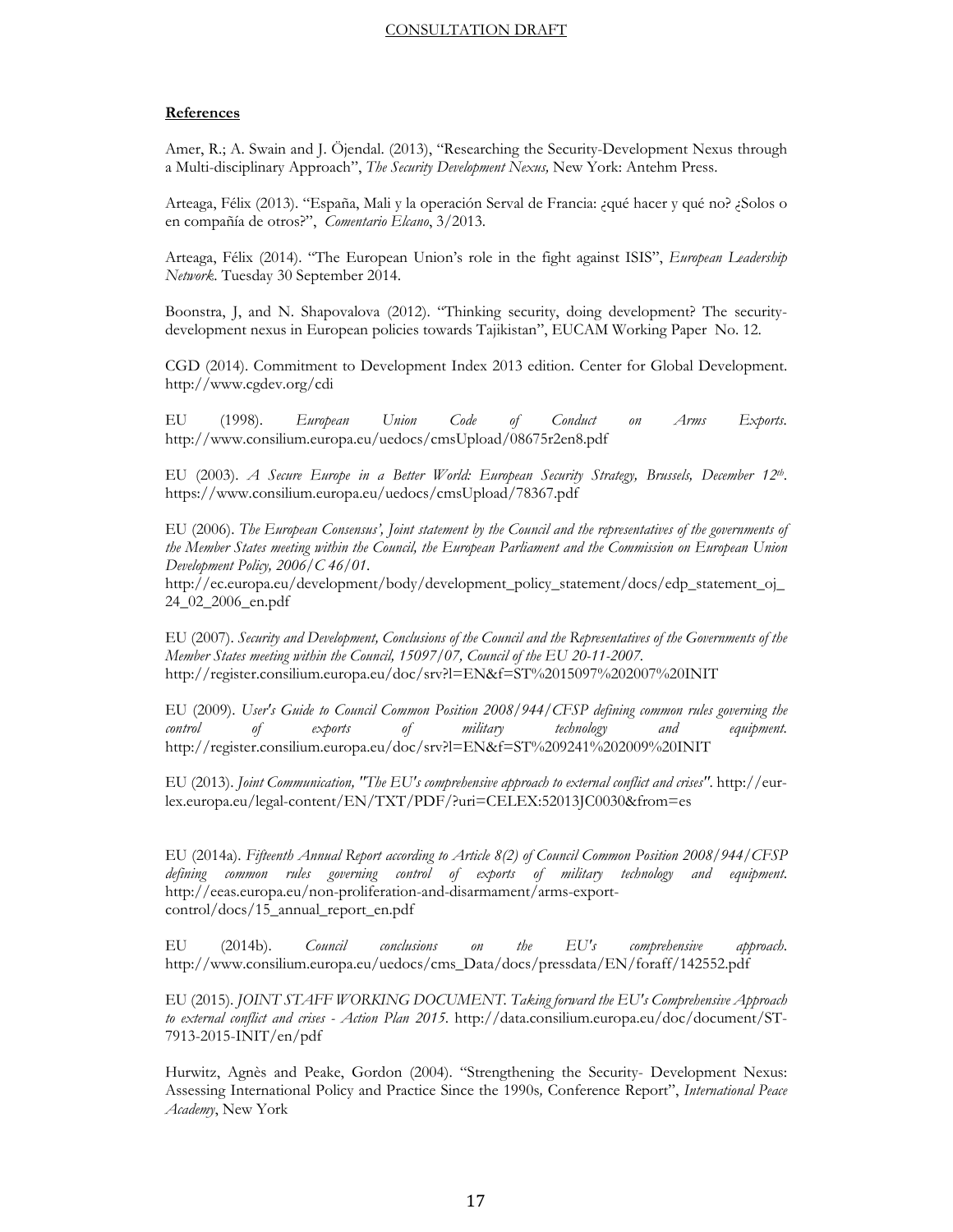## References

Amer, R.; A. Swain and J. Öjendal. (2013), "Researching the Security-Development Nexus through a Multi-disciplinary Approach", *The Security Development Nexus,* New York: Antehm Press.

Arteaga, Félix (2013). "España, Mali y la operación Serval de Francia: ¿qué hacer y qué no? ¿Solos o en compañía de otros?", *Comentario Elcano*, 3/2013.

Arteaga, Félix (2014). "The European Union's role in the fight against ISIS", *European Leadership Network*. Tuesday 30 September 2014.

Boonstra, J, and N. Shapovalova (2012). "Thinking security, doing development? The security-development nexus in European policies towards Tajikistan", EUCAM Working Paper No. 12.

CGD (2014). Commitment to Development Index 2013 edition. Center for Global Development. http://www.cgdev.org/cdi

EU (1998). *European Union Code of Conduct on Arms Exports*. http://www.consilium.europa.eu/uedocs/cmsUpload/08675r2en8.pdf

EU (2003). *A Secure Europe in a Better World: European Security Strategy, Brussels, December 12th*. https://www.consilium.europa.eu/uedocs/cmsUpload/78367.pdf

EU (2006). *The European Consensus', Joint statement by the Council and the representatives of the governments of the Member States meeting within the Council, the European Parliament and the Commission on European Union Development Policy, 2006/C 46/01.*
http://ec.europa.eu/development/body/development_policy_statement/docs/edp_statement_oj_24_02_2006_en.pdf

EU (2007). *Security and Development, Conclusions of the Council and the Representatives of the Governments of the Member States meeting within the Council, 15097/07, Council of the EU 20-11-2007.*
http://register.consilium.europa.eu/doc/srv?l=EN&f=ST%2015097%202007%20INIT

EU (2009). *User's Guide to Council Common Position 2008/944/CFSP defining common rules governing the control of exports of military technology and equipment.* http://register.consilium.europa.eu/doc/srv?l=EN&f=ST%209241%202009%20INIT

EU (2013). *Joint Communication, "The EU's comprehensive approach to external conflict and crises"*. http://eur-lex.europa.eu/legal-content/EN/TXT/PDF/?uri=CELEX:52013JC0030&from=es

EU (2014a). *Fifteenth Annual Report according to Article 8(2) of Council Common Position 2008/944/CFSP defining common rules governing control of exports of military technology and equipment.* http://eeas.europa.eu/non-proliferation-and-disarmament/arms-export-control/docs/15_annual_report_en.pdf

EU (2014b). *Council conclusions on the EU's comprehensive approach*. http://www.consilium.europa.eu/uedocs/cms_Data/docs/pressdata/EN/foraff/142552.pdf

EU (2015). *JOINT STAFF WORKING DOCUMENT. Taking forward the EU's Comprehensive Approach to external conflict and crises - Action Plan 2015.* http://data.consilium.europa.eu/doc/document/ST-7913-2015-INIT/en/pdf

Hurwitz, Agnès and Peake, Gordon (2004). "Strengthening the Security- Development Nexus: Assessing International Policy and Practice Since the 1990s*,* Conference Report", *International Peace Academy*, New York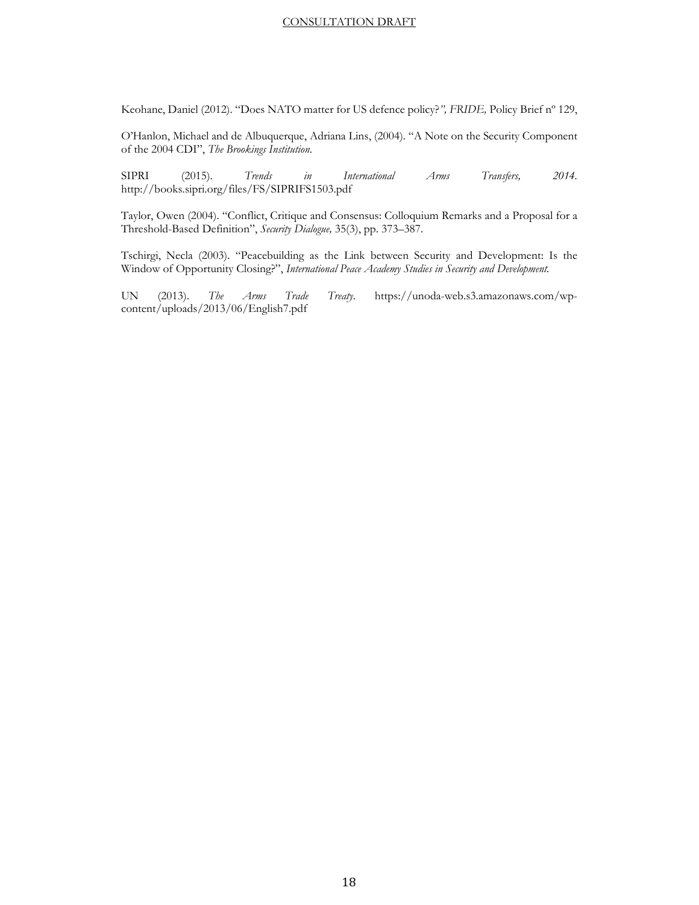Keohane, Daniel (2012). "Does NATO matter for US defence policy?*", FRIDE,* Policy Brief nº 129,

O'Hanlon, Michael and de Albuquerque, Adriana Lins, (2004). "A Note on the Security Component of the 2004 CDI", *The Brookings Institution*.

SIPRI (2015). *Trends in International Arms Transfers, 2014*. http://books.sipri.org/files/FS/SIPRIFS1503.pdf

Taylor, Owen (2004). "Conflict, Critique and Consensus: Colloquium Remarks and a Proposal for a Threshold-Based Definition", *Security Dialogue,* 35(3), pp. 373–387.

Tschirgi, Necla (2003). "Peacebuilding as the Link between Security and Development: Is the Window of Opportunity Closing?", *International Peace Academy Studies in Security and Development.*

UN (2013). *The Arms Trade Treaty*. https://unoda-web.s3.amazonaws.com/wp-content/uploads/2013/06/English7.pdf